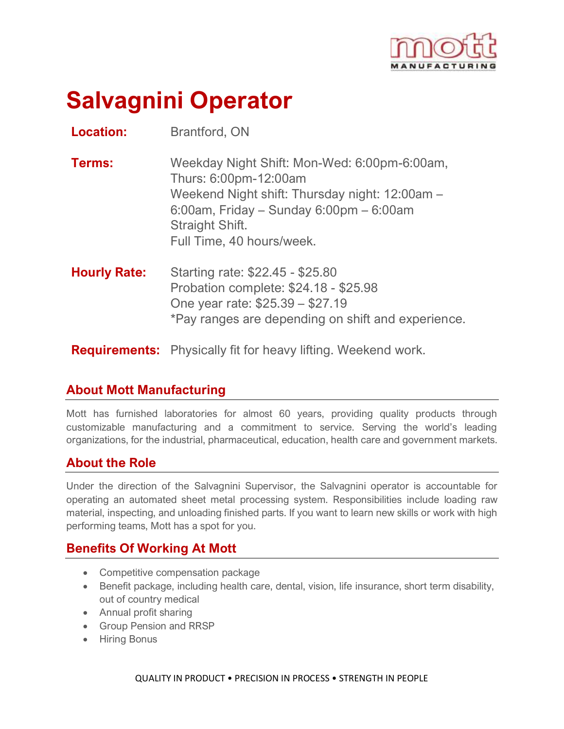# Salvagnini Operator

**Location:** Brantford, ON

**Terms:** Weekday Night Shift: Mon-Wed: 6:00pm-6:00am, Thurs: 6:00pm-12:00am
Weekend Night shift: Thursday night: 12:00am – 6:00am, Friday – Sunday 6:00pm – 6:00am
Straight Shift.
Full Time, 40 hours/week.

**Hourly Rate:** Starting rate: $22.45 - $25.80
Probation complete: $24.18 - $25.98
One year rate: $25.39 – $27.19
*Pay ranges are depending on shift and experience.

**Requirements:** Physically fit for heavy lifting. Weekend work.

## About Mott Manufacturing

Mott has furnished laboratories for almost 60 years, providing quality products through customizable manufacturing and a commitment to service. Serving the world's leading organizations, for the industrial, pharmaceutical, education, health care and government markets.

## About the Role

Under the direction of the Salvagnini Supervisor, the Salvagnini operator is accountable for operating an automated sheet metal processing system. Responsibilities include loading raw material, inspecting, and unloading finished parts. If you want to learn new skills or work with high performing teams, Mott has a spot for you.

## Benefits Of Working At Mott

- Competitive compensation package
- Benefit package, including health care, dental, vision, life insurance, short term disability, out of country medical
- Annual profit sharing
- Group Pension and RRSP
- Hiring Bonus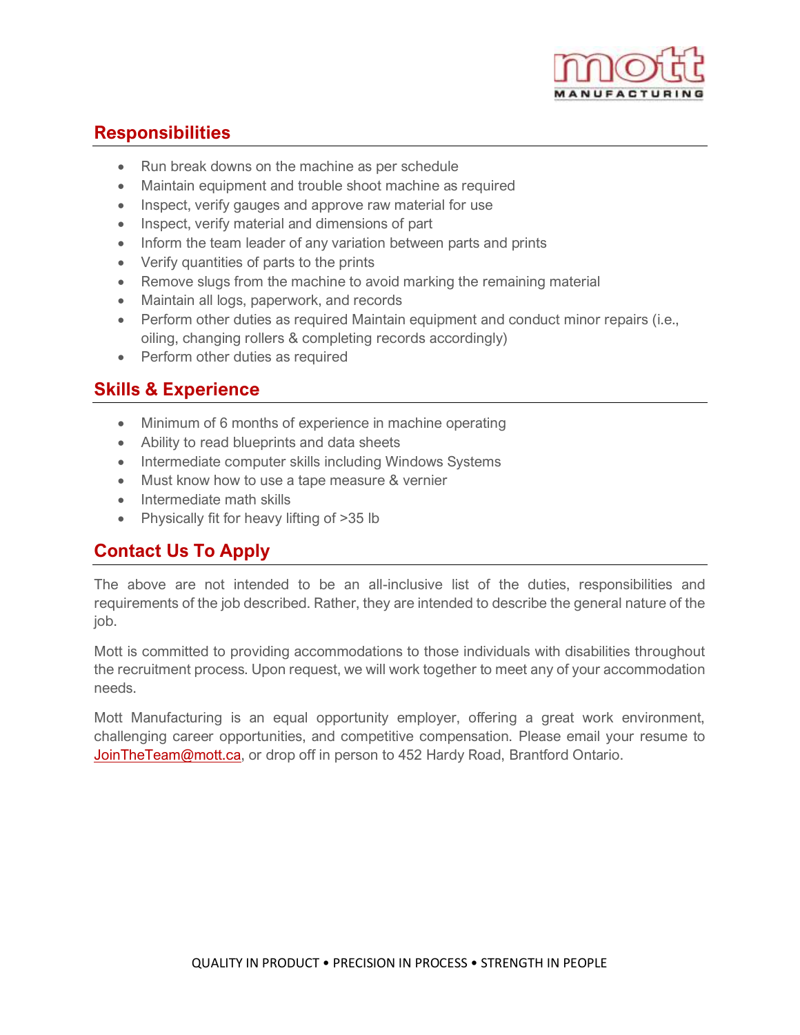## Responsibilities

- Run break downs on the machine as per schedule
- Maintain equipment and trouble shoot machine as required
- Inspect, verify gauges and approve raw material for use
- Inspect, verify material and dimensions of part
- Inform the team leader of any variation between parts and prints
- Verify quantities of parts to the prints
- Remove slugs from the machine to avoid marking the remaining material
- Maintain all logs, paperwork, and records
- Perform other duties as required Maintain equipment and conduct minor repairs (i.e., oiling, changing rollers & completing records accordingly)
- Perform other duties as required

## Skills & Experience

- Minimum of 6 months of experience in machine operating
- Ability to read blueprints and data sheets
- Intermediate computer skills including Windows Systems
- Must know how to use a tape measure & vernier
- Intermediate math skills
- Physically fit for heavy lifting of >35 lb

## Contact Us To Apply

The above are not intended to be an all-inclusive list of the duties, responsibilities and requirements of the job described. Rather, they are intended to describe the general nature of the job.

Mott is committed to providing accommodations to those individuals with disabilities throughout the recruitment process. Upon request, we will work together to meet any of your accommodation needs.

Mott Manufacturing is an equal opportunity employer, offering a great work environment, challenging career opportunities, and competitive compensation. Please email your resume to JoinTheTeam@mott.ca, or drop off in person to 452 Hardy Road, Brantford Ontario.